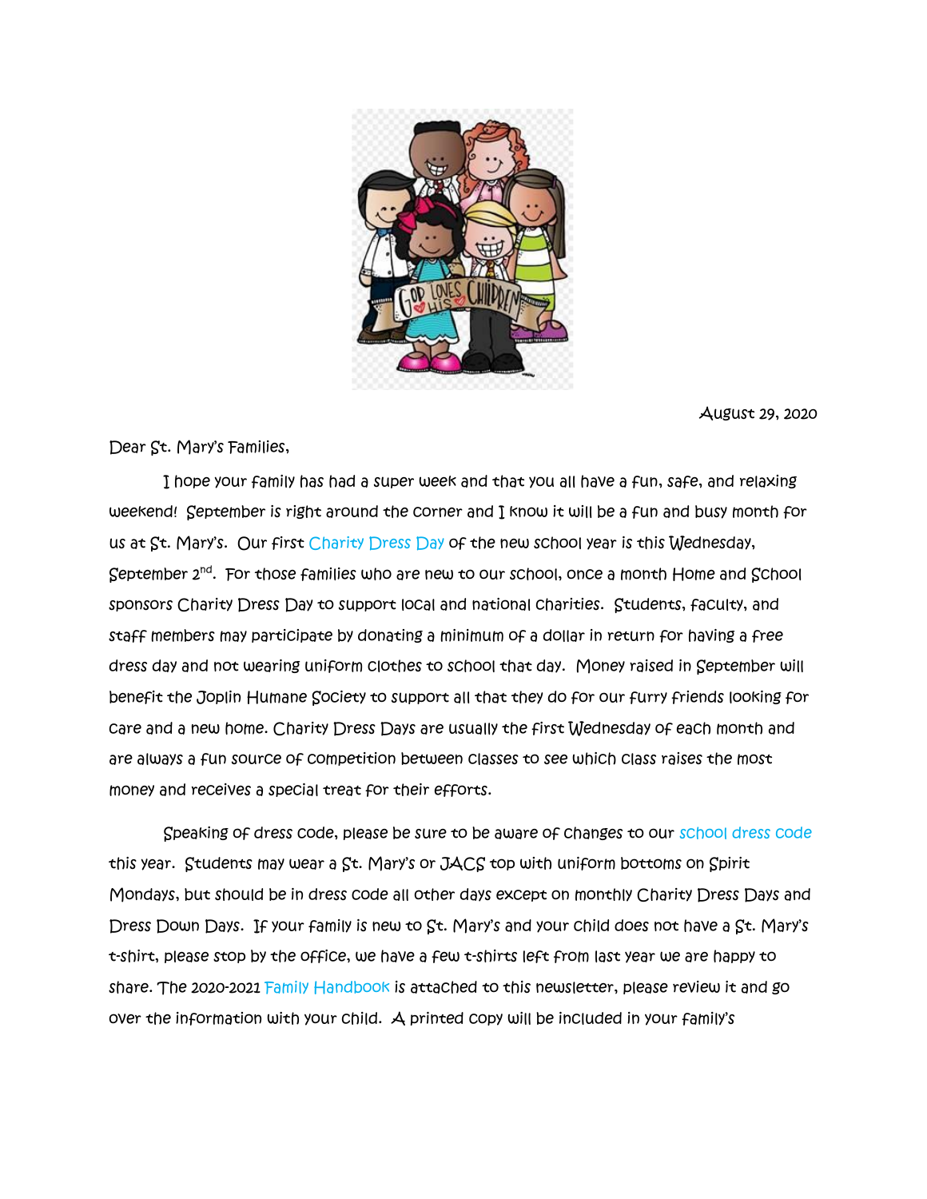August 29, 2020

Dear St. Mary's Families,

I hope your family has had a super week and that you all have a fun, safe, and relaxing weekend! September is right around the corner and I know it will be a fun and busy month for us at St. Mary's. Our first Charity Dress Day of the new school year is this Wednesday, September 2nd. For those families who are new to our school, once a month Home and School sponsors Charity Dress Day to support local and national charities. Students, faculty, and staff members may participate by donating a minimum of a dollar in return for having a free dress day and not wearing uniform clothes to school that day. Money raised in September will benefit the Joplin Humane Society to support all that they do for our furry friends looking for care and a new home. Charity Dress Days are usually the first Wednesday of each month and are always a fun source of competition between classes to see which class raises the most money and receives a special treat for their efforts.

Speaking of dress code, please be sure to be aware of changes to our school dress code this year. Students may wear a St. Mary's or JACS top with uniform bottoms on Spirit Mondays, but should be in dress code all other days except on monthly Charity Dress Days and Dress Down Days. If your family is new to St. Mary's and your child does not have a St. Mary's t-shirt, please stop by the office, we have a few t-shirts left from last year we are happy to share. The 2020-2021 Family Handbook is attached to this newsletter, please review it and go over the information with your child. A printed copy will be included in your family's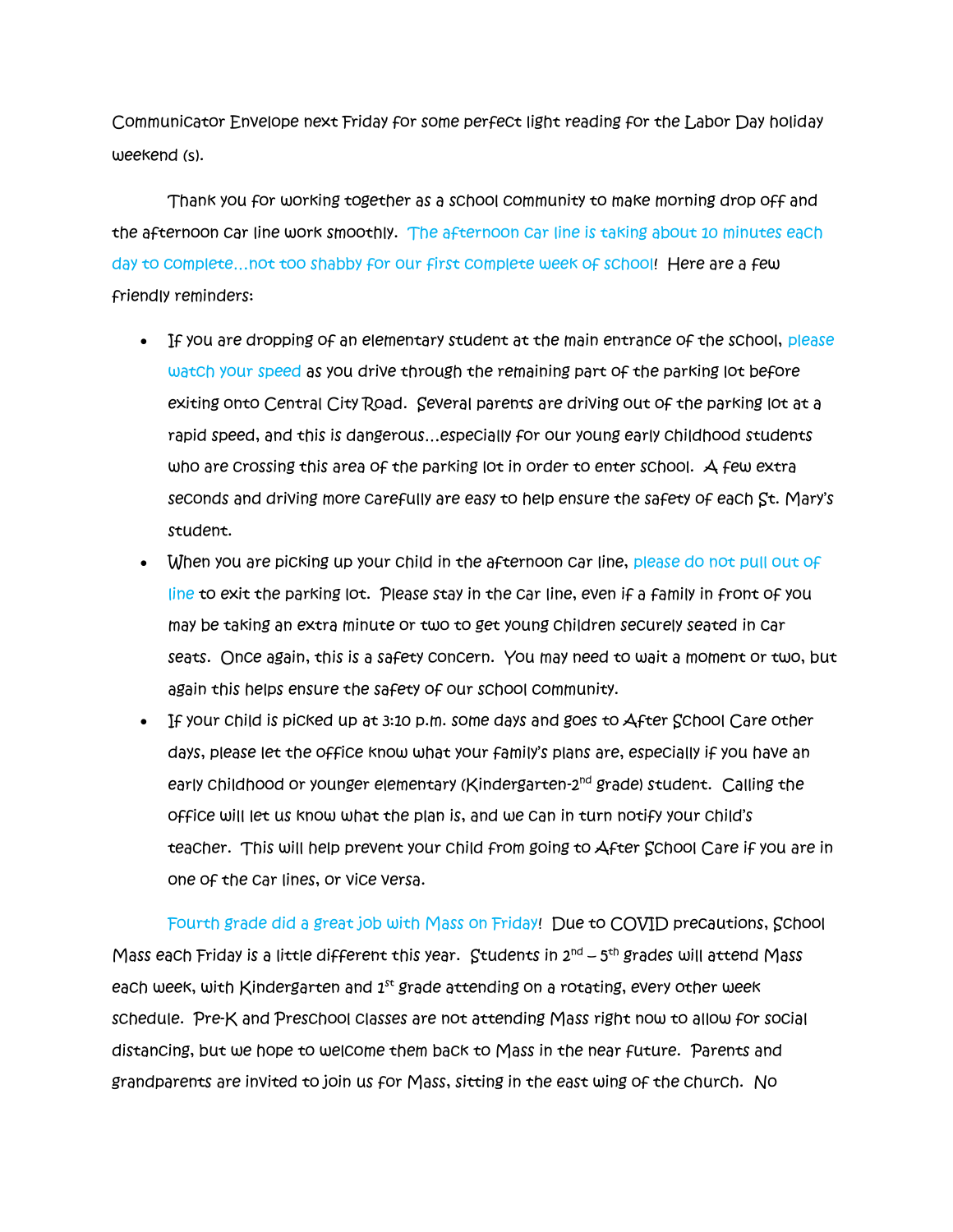Communicator Envelope next Friday for some perfect light reading for the Labor Day holiday weekend (s).

Thank you for working together as a school community to make morning drop off and the afternoon car line work smoothly. The afternoon car line is taking about 10 minutes each day to complete…not too shabby for our first complete week of school! Here are a few friendly reminders:

- If you are dropping of an elementary student at the main entrance of the school, please watch your speed as you drive through the remaining part of the parking lot before exiting onto Central City Road. Several parents are driving out of the parking lot at a rapid speed, and this is dangerous…especially for our young early childhood students who are crossing this area of the parking lot in order to enter school. A few extra seconds and driving more carefully are easy to help ensure the safety of each St. Mary's student.
- When you are picking up your child in the afternoon car line, please do not pull out of line to exit the parking lot. Please stay in the car line, even if a family in front of you may be taking an extra minute or two to get young children securely seated in car seats. Once again, this is a safety concern. You may need to wait a moment or two, but again this helps ensure the safety of our school community.
- If your child is picked up at 3:10 p.m. some days and goes to After School Care other days, please let the office know what your family's plans are, especially if you have an early childhood or younger elementary (Kindergarten-2nd grade) student. Calling the office will let us know what the plan is, and we can in turn notify your child's teacher. This will help prevent your child from going to After School Care if you are in one of the car lines, or vice versa.

Fourth grade did a great job with Mass on Friday! Due to COVID precautions, School Mass each Friday is a little different this year. Students in 2nd – 5th grades will attend Mass each week, with Kindergarten and 1st grade attending on a rotating, every other week schedule. Pre-K and Preschool classes are not attending Mass right now to allow for social distancing, but we hope to welcome them back to Mass in the near future. Parents and grandparents are invited to join us for Mass, sitting in the east wing of the church. No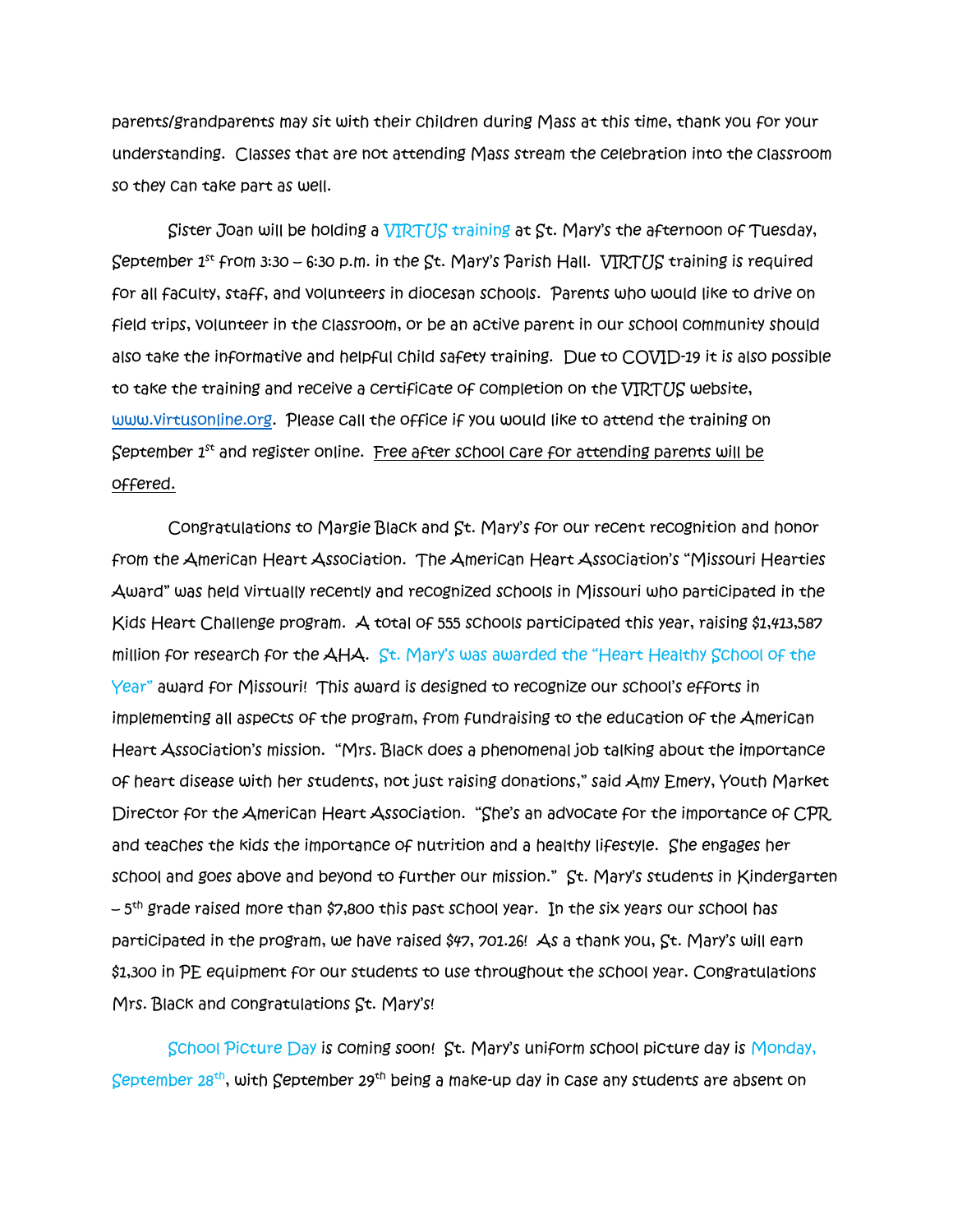parents/grandparents may sit with their children during Mass at this time, thank you for your understanding. Classes that are not attending Mass stream the celebration into the classroom so they can take part as well.

Sister Joan will be holding a VIRTUS training at St. Mary's the afternoon of Tuesday, September 1st from 3:30 – 6:30 p.m. in the St. Mary's Parish Hall. VIRTUS training is required for all faculty, staff, and volunteers in diocesan schools. Parents who would like to drive on field trips, volunteer in the classroom, or be an active parent in our school community should also take the informative and helpful child safety training. Due to COVID-19 it is also possible to take the training and receive a certificate of completion on the VIRTUS website, [www.virtusonline.org](http://www.virtusonline.org). Please call the office if you would like to attend the training on September 1st and register online. <u>Free after school care for attending parents will be offered.</u>

Congratulations to Margie Black and St. Mary's for our recent recognition and honor from the American Heart Association. The American Heart Association's "Missouri Hearties Award" was held virtually recently and recognized schools in Missouri who participated in the Kids Heart Challenge program. A total of 555 schools participated this year, raising $1,413,587 million for research for the AHA. St. Mary's was awarded the "Heart Healthy School of the Year" award for Missouri! This award is designed to recognize our school's efforts in implementing all aspects of the program, from fundraising to the education of the American Heart Association's mission. "Mrs. Black does a phenomenal job talking about the importance of heart disease with her students, not just raising donations," said Amy Emery, Youth Market Director for the American Heart Association. "She's an advocate for the importance of CPR and teaches the kids the importance of nutrition and a healthy lifestyle. She engages her school and goes above and beyond to further our mission." St. Mary's students in Kindergarten – 5th grade raised more than $7,800 this past school year. In the six years our school has participated in the program, we have raised $47, 701.26! As a thank you, St. Mary's will earn $1,300 in PE equipment for our students to use throughout the school year. Congratulations Mrs. Black and congratulations St. Mary's!

School Picture Day is coming soon! St. Mary's uniform school picture day is Monday, September 28th, with September 29th being a make-up day in case any students are absent on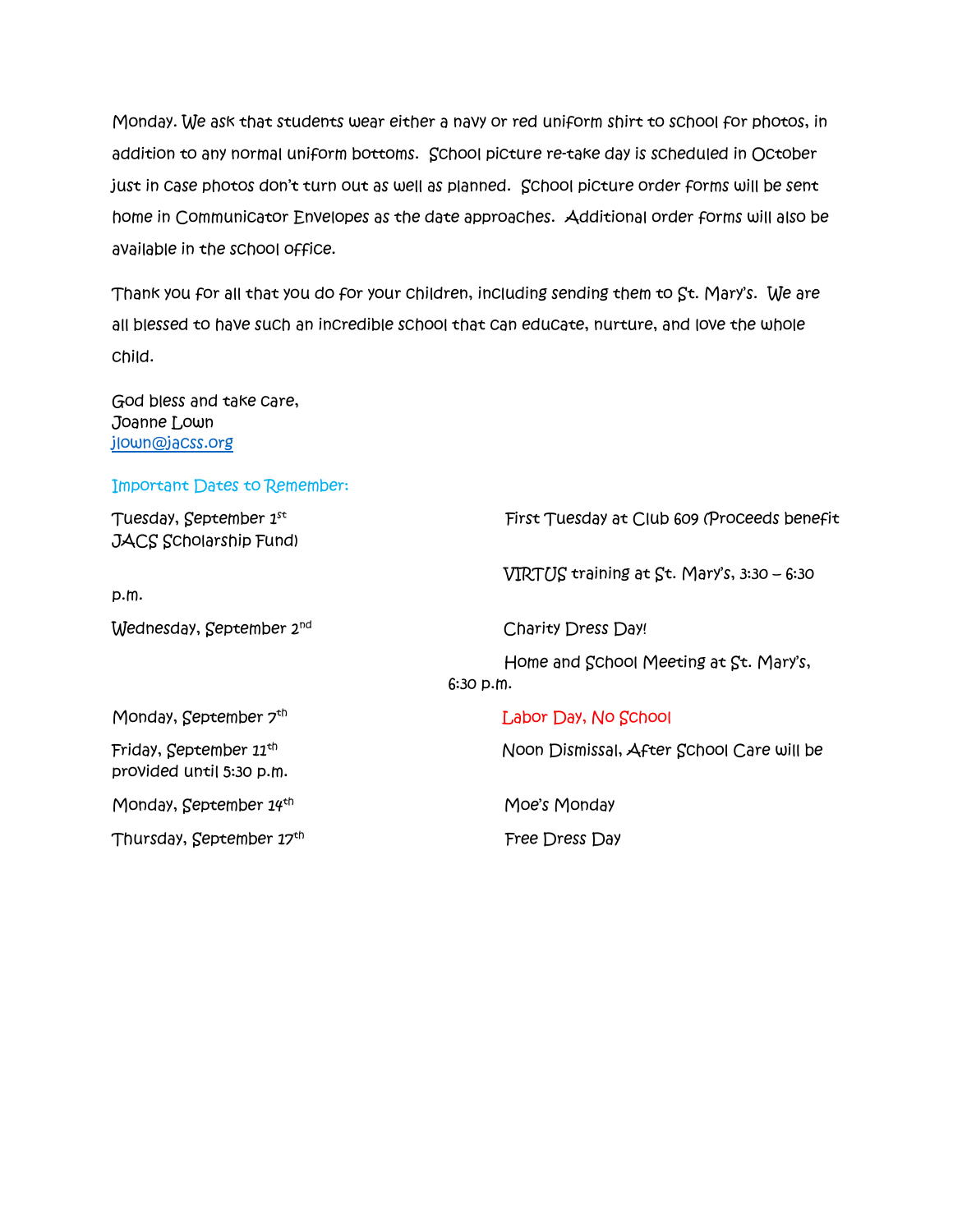Monday. We ask that students wear either a navy or red uniform shirt to school for photos, in addition to any normal uniform bottoms. School picture re-take day is scheduled in October just in case photos don't turn out as well as planned. School picture order forms will be sent home in Communicator Envelopes as the date approaches. Additional order forms will also be available in the school office.

Thank you for all that you do for your children, including sending them to St. Mary's. We are all blessed to have such an incredible school that can educate, nurture, and love the whole child.

God bless and take care,
Joanne Lown
jlown@jacss.org

## Important Dates to Remember:

| | |
|---|---|
| Tuesday, September 1st | First Tuesday at Club 609 (Proceeds benefit JACS Scholarship Fund) |
| | VIRTUS training at St. Mary's, 3:30 – 6:30 p.m. |
| Wednesday, September 2nd | Charity Dress Day! |
| | Home and School Meeting at St. Mary's, 6:30 p.m. |
| Monday, September 7th | Labor Day, No School |
| Friday, September 11th | Noon Dismissal, After School Care will be provided until 5:30 p.m. |
| Monday, September 14th | Moe's Monday |
| Thursday, September 17th | Free Dress Day |